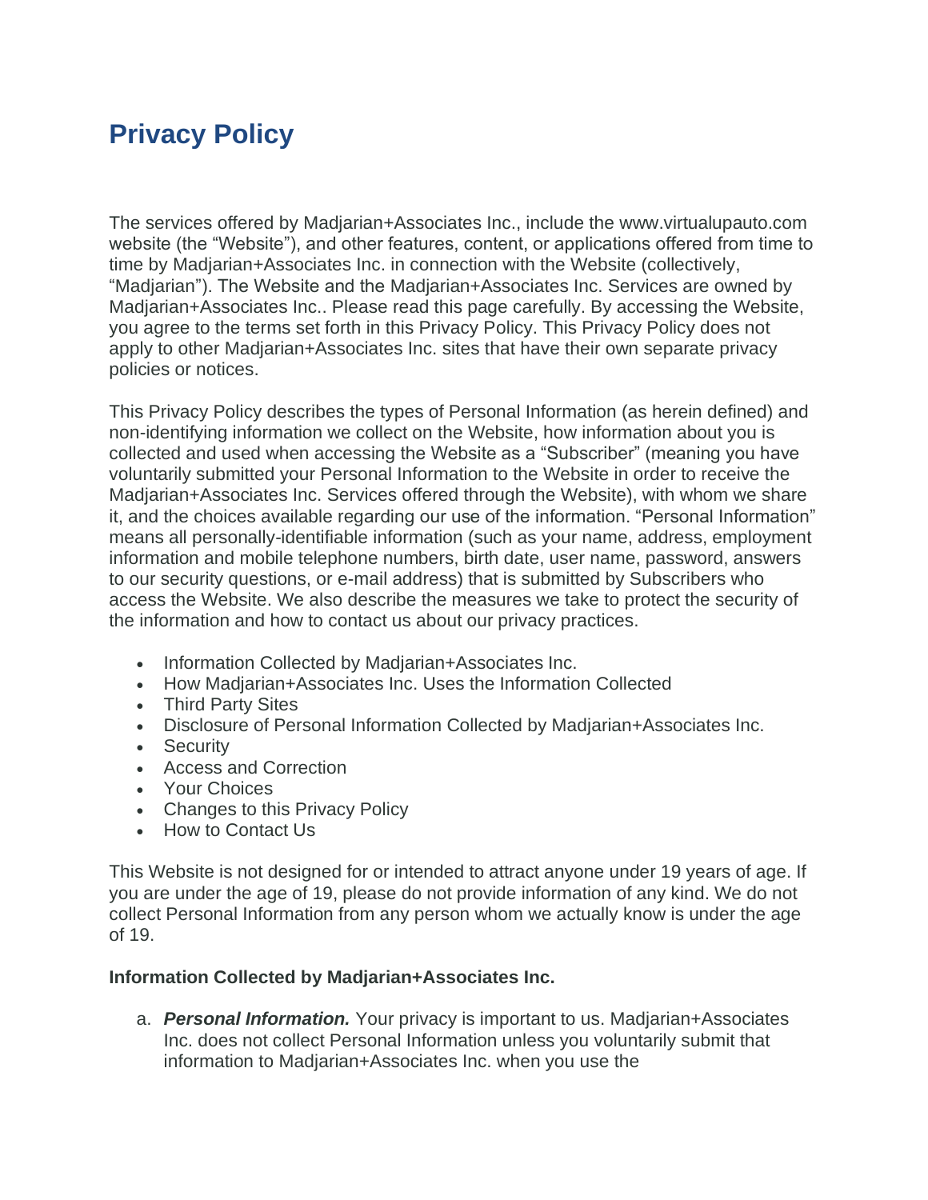# Privacy Policy

The services offered by Madjarian+Associates Inc., include the www.virtualupauto.com website (the "Website"), and other features, content, or applications offered from time to time by Madjarian+Associates Inc. in connection with the Website (collectively, "Madjarian"). The Website and the Madjarian+Associates Inc. Services are owned by Madjarian+Associates Inc.. Please read this page carefully. By accessing the Website, you agree to the terms set forth in this Privacy Policy. This Privacy Policy does not apply to other Madjarian+Associates Inc. sites that have their own separate privacy policies or notices.

This Privacy Policy describes the types of Personal Information (as herein defined) and non-identifying information we collect on the Website, how information about you is collected and used when accessing the Website as a "Subscriber" (meaning you have voluntarily submitted your Personal Information to the Website in order to receive the Madjarian+Associates Inc. Services offered through the Website), with whom we share it, and the choices available regarding our use of the information. "Personal Information" means all personally-identifiable information (such as your name, address, employment information and mobile telephone numbers, birth date, user name, password, answers to our security questions, or e-mail address) that is submitted by Subscribers who access the Website. We also describe the measures we take to protect the security of the information and how to contact us about our privacy practices.

- Information Collected by Madjarian+Associates Inc.
- How Madjarian+Associates Inc. Uses the Information Collected
- Third Party Sites
- Disclosure of Personal Information Collected by Madjarian+Associates Inc.
- Security
- Access and Correction
- Your Choices
- Changes to this Privacy Policy
- How to Contact Us

This Website is not designed for or intended to attract anyone under 19 years of age. If you are under the age of 19, please do not provide information of any kind. We do not collect Personal Information from any person whom we actually know is under the age of 19.

**Information Collected by Madjarian+Associates Inc.**

a. ***Personal Information.*** Your privacy is important to us. Madjarian+Associates Inc. does not collect Personal Information unless you voluntarily submit that information to Madjarian+Associates Inc. when you use the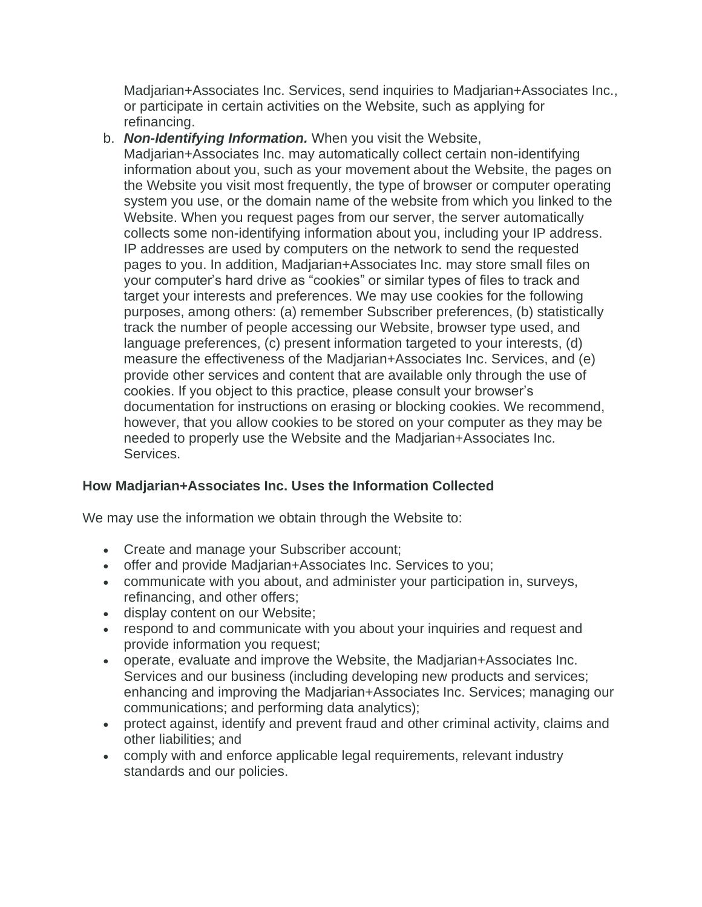Madjarian+Associates Inc. Services, send inquiries to Madjarian+Associates Inc., or participate in certain activities on the Website, such as applying for refinancing.

b. ***Non-Identifying Information.*** When you visit the Website, Madjarian+Associates Inc. may automatically collect certain non-identifying information about you, such as your movement about the Website, the pages on the Website you visit most frequently, the type of browser or computer operating system you use, or the domain name of the website from which you linked to the Website. When you request pages from our server, the server automatically collects some non-identifying information about you, including your IP address. IP addresses are used by computers on the network to send the requested pages to you. In addition, Madjarian+Associates Inc. may store small files on your computer's hard drive as "cookies" or similar types of files to track and target your interests and preferences. We may use cookies for the following purposes, among others: (a) remember Subscriber preferences, (b) statistically track the number of people accessing our Website, browser type used, and language preferences, (c) present information targeted to your interests, (d) measure the effectiveness of the Madjarian+Associates Inc. Services, and (e) provide other services and content that are available only through the use of cookies. If you object to this practice, please consult your browser's documentation for instructions on erasing or blocking cookies. We recommend, however, that you allow cookies to be stored on your computer as they may be needed to properly use the Website and the Madjarian+Associates Inc. Services.

### How Madjarian+Associates Inc. Uses the Information Collected

We may use the information we obtain through the Website to:

- Create and manage your Subscriber account;
- offer and provide Madjarian+Associates Inc. Services to you;
- communicate with you about, and administer your participation in, surveys, refinancing, and other offers;
- display content on our Website;
- respond to and communicate with you about your inquiries and request and provide information you request;
- operate, evaluate and improve the Website, the Madjarian+Associates Inc. Services and our business (including developing new products and services; enhancing and improving the Madjarian+Associates Inc. Services; managing our communications; and performing data analytics);
- protect against, identify and prevent fraud and other criminal activity, claims and other liabilities; and
- comply with and enforce applicable legal requirements, relevant industry standards and our policies.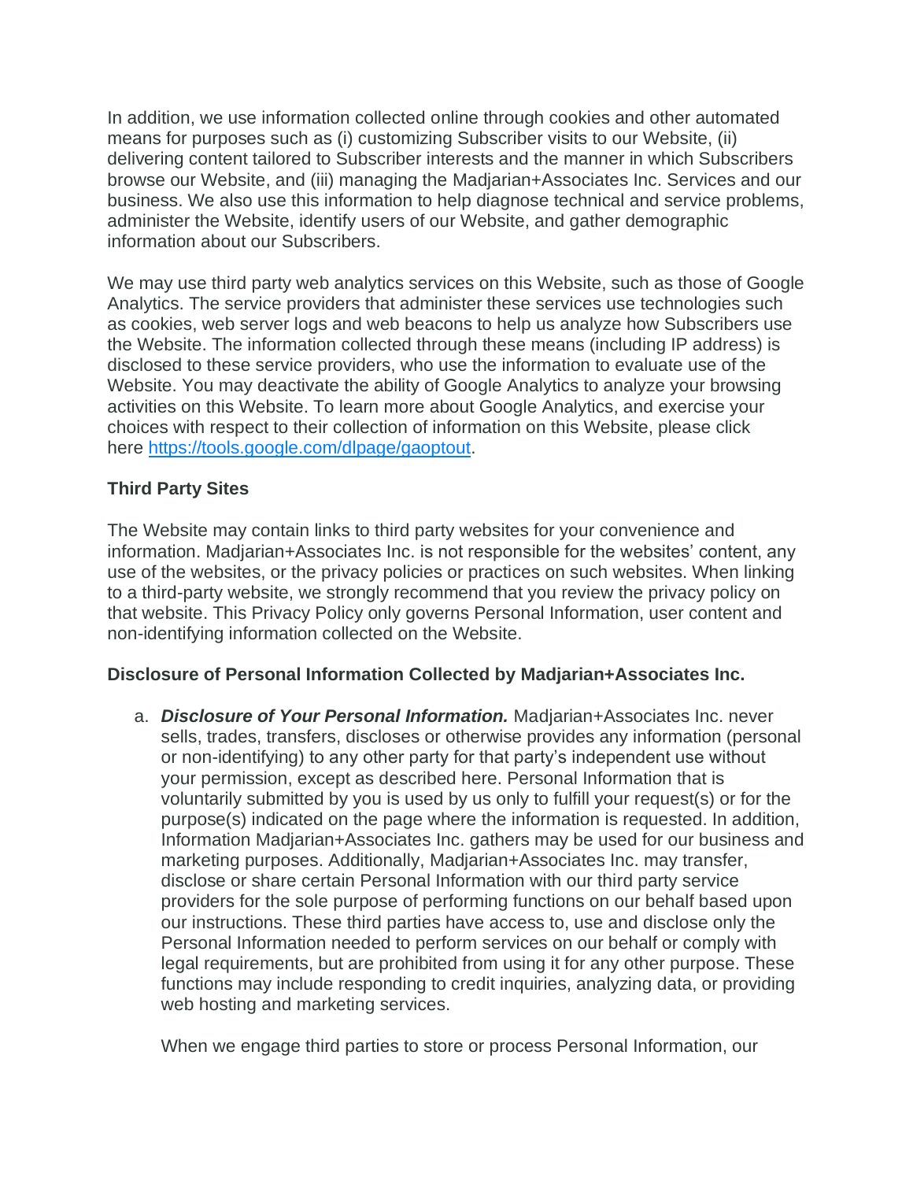In addition, we use information collected online through cookies and other automated means for purposes such as (i) customizing Subscriber visits to our Website, (ii) delivering content tailored to Subscriber interests and the manner in which Subscribers browse our Website, and (iii) managing the Madjarian+Associates Inc. Services and our business. We also use this information to help diagnose technical and service problems, administer the Website, identify users of our Website, and gather demographic information about our Subscribers.

We may use third party web analytics services on this Website, such as those of Google Analytics. The service providers that administer these services use technologies such as cookies, web server logs and web beacons to help us analyze how Subscribers use the Website. The information collected through these means (including IP address) is disclosed to these service providers, who use the information to evaluate use of the Website. You may deactivate the ability of Google Analytics to analyze your browsing activities on this Website. To learn more about Google Analytics, and exercise your choices with respect to their collection of information on this Website, please click here [https://tools.google.com/dlpage/gaoptout](https://tools.google.com/dlpage/gaoptout).

**Third Party Sites**

The Website may contain links to third party websites for your convenience and information. Madjarian+Associates Inc. is not responsible for the websites' content, any use of the websites, or the privacy policies or practices on such websites. When linking to a third-party website, we strongly recommend that you review the privacy policy on that website. This Privacy Policy only governs Personal Information, user content and non-identifying information collected on the Website.

**Disclosure of Personal Information Collected by Madjarian+Associates Inc.**

a. ***Disclosure of Your Personal Information.*** Madjarian+Associates Inc. never sells, trades, transfers, discloses or otherwise provides any information (personal or non-identifying) to any other party for that party's independent use without your permission, except as described here. Personal Information that is voluntarily submitted by you is used by us only to fulfill your request(s) or for the purpose(s) indicated on the page where the information is requested. In addition, Information Madjarian+Associates Inc. gathers may be used for our business and marketing purposes. Additionally, Madjarian+Associates Inc. may transfer, disclose or share certain Personal Information with our third party service providers for the sole purpose of performing functions on our behalf based upon our instructions. These third parties have access to, use and disclose only the Personal Information needed to perform services on our behalf or comply with legal requirements, but are prohibited from using it for any other purpose. These functions may include responding to credit inquiries, analyzing data, or providing web hosting and marketing services.

   When we engage third parties to store or process Personal Information, our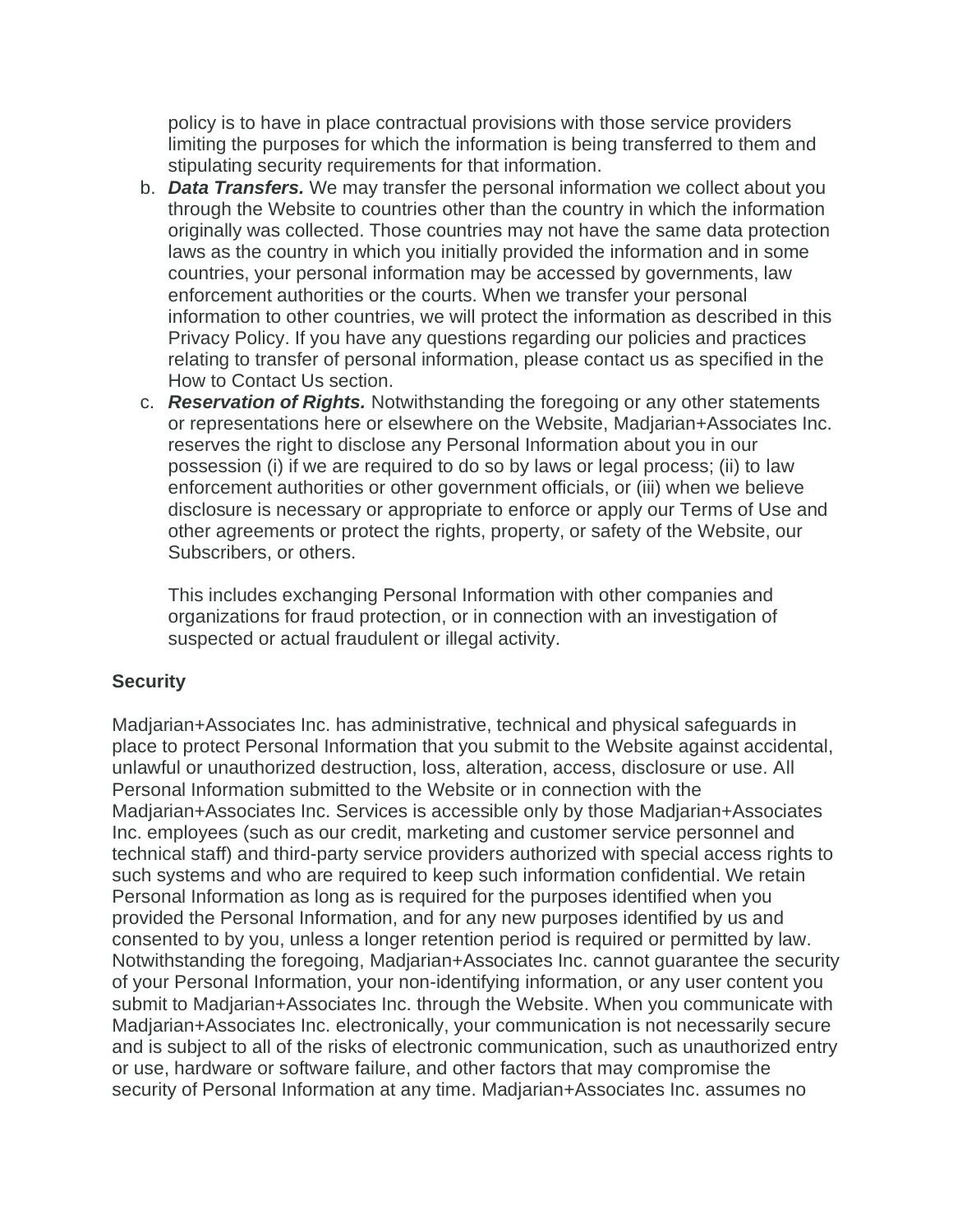policy is to have in place contractual provisions with those service providers limiting the purposes for which the information is being transferred to them and stipulating security requirements for that information.

b. ***Data Transfers.*** We may transfer the personal information we collect about you through the Website to countries other than the country in which the information originally was collected. Those countries may not have the same data protection laws as the country in which you initially provided the information and in some countries, your personal information may be accessed by governments, law enforcement authorities or the courts. When we transfer your personal information to other countries, we will protect the information as described in this Privacy Policy. If you have any questions regarding our policies and practices relating to transfer of personal information, please contact us as specified in the How to Contact Us section.

c. ***Reservation of Rights.*** Notwithstanding the foregoing or any other statements or representations here or elsewhere on the Website, Madjarian+Associates Inc. reserves the right to disclose any Personal Information about you in our possession (i) if we are required to do so by laws or legal process; (ii) to law enforcement authorities or other government officials, or (iii) when we believe disclosure is necessary or appropriate to enforce or apply our Terms of Use and other agreements or protect the rights, property, or safety of the Website, our Subscribers, or others.

   This includes exchanging Personal Information with other companies and organizations for fraud protection, or in connection with an investigation of suspected or actual fraudulent or illegal activity.

**Security**

Madjarian+Associates Inc. has administrative, technical and physical safeguards in place to protect Personal Information that you submit to the Website against accidental, unlawful or unauthorized destruction, loss, alteration, access, disclosure or use. All Personal Information submitted to the Website or in connection with the Madjarian+Associates Inc. Services is accessible only by those Madjarian+Associates Inc. employees (such as our credit, marketing and customer service personnel and technical staff) and third-party service providers authorized with special access rights to such systems and who are required to keep such information confidential. We retain Personal Information as long as is required for the purposes identified when you provided the Personal Information, and for any new purposes identified by us and consented to by you, unless a longer retention period is required or permitted by law. Notwithstanding the foregoing, Madjarian+Associates Inc. cannot guarantee the security of your Personal Information, your non-identifying information, or any user content you submit to Madjarian+Associates Inc. through the Website. When you communicate with Madjarian+Associates Inc. electronically, your communication is not necessarily secure and is subject to all of the risks of electronic communication, such as unauthorized entry or use, hardware or software failure, and other factors that may compromise the security of Personal Information at any time. Madjarian+Associates Inc. assumes no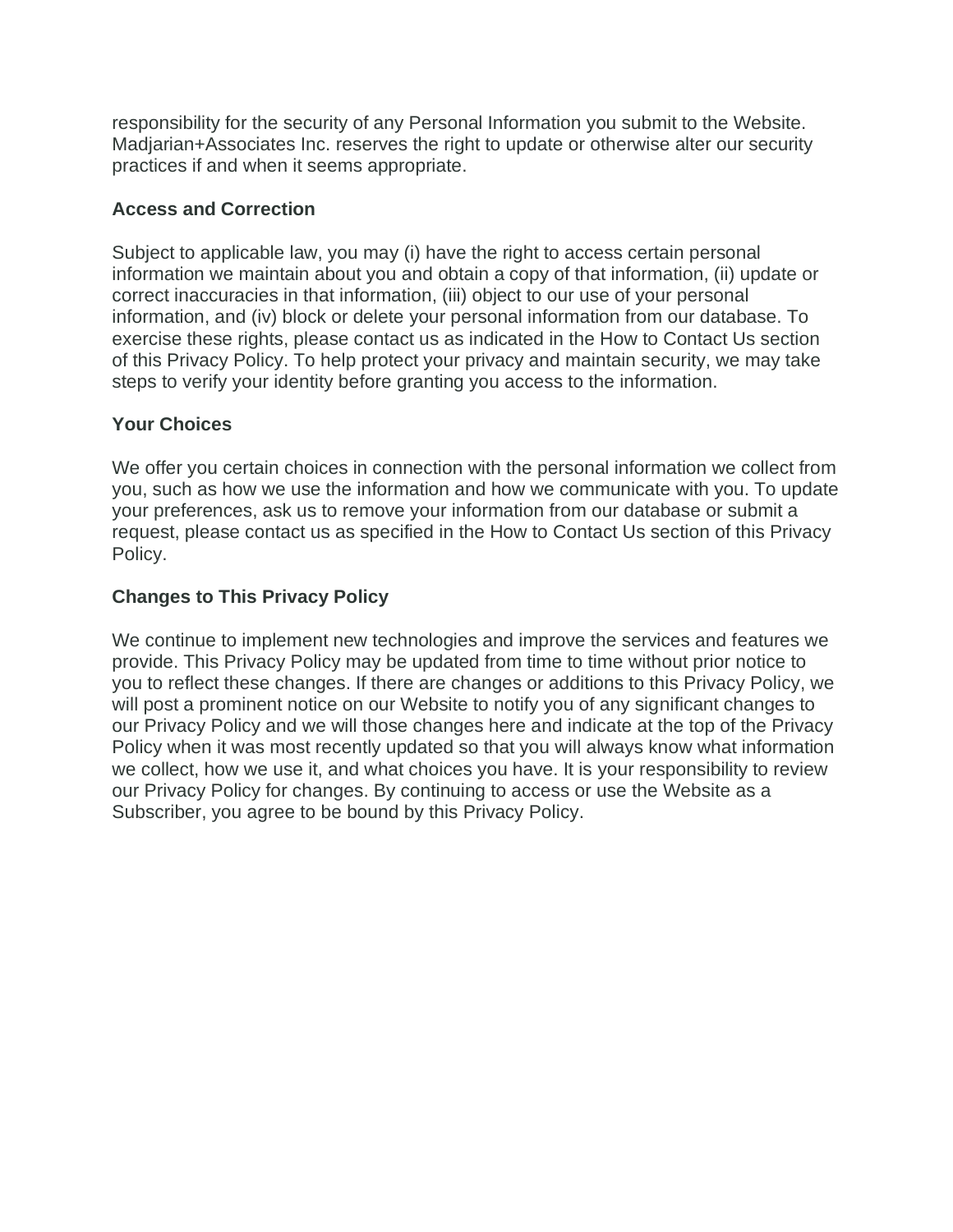responsibility for the security of any Personal Information you submit to the Website. Madjarian+Associates Inc. reserves the right to update or otherwise alter our security practices if and when it seems appropriate.

### Access and Correction

Subject to applicable law, you may (i) have the right to access certain personal information we maintain about you and obtain a copy of that information, (ii) update or correct inaccuracies in that information, (iii) object to our use of your personal information, and (iv) block or delete your personal information from our database. To exercise these rights, please contact us as indicated in the How to Contact Us section of this Privacy Policy. To help protect your privacy and maintain security, we may take steps to verify your identity before granting you access to the information.

### Your Choices

We offer you certain choices in connection with the personal information we collect from you, such as how we use the information and how we communicate with you. To update your preferences, ask us to remove your information from our database or submit a request, please contact us as specified in the How to Contact Us section of this Privacy Policy.

### Changes to This Privacy Policy

We continue to implement new technologies and improve the services and features we provide. This Privacy Policy may be updated from time to time without prior notice to you to reflect these changes. If there are changes or additions to this Privacy Policy, we will post a prominent notice on our Website to notify you of any significant changes to our Privacy Policy and we will those changes here and indicate at the top of the Privacy Policy when it was most recently updated so that you will always know what information we collect, how we use it, and what choices you have. It is your responsibility to review our Privacy Policy for changes. By continuing to access or use the Website as a Subscriber, you agree to be bound by this Privacy Policy.